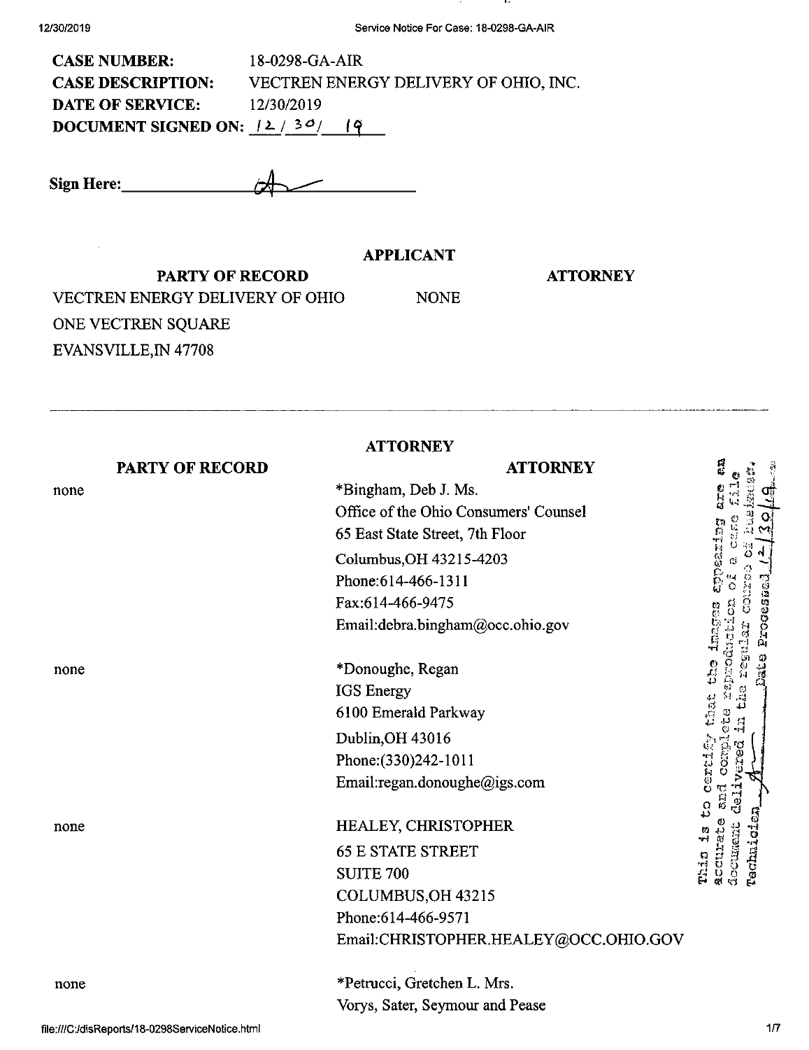**CASE NUMBER:** 18-0298-GA-AIR
**CASE DESCRIPTION:** VECTREN ENERGY DELIVERY OF OHIO, INC.
**DATE OF SERVICE:** 12/30/2019
**DOCUMENT SIGNED ON:** 12 / 30 / 19

**Sign Here:** ____________________

## APPLICANT

| PARTY OF RECORD | ATTORNEY |
|---|---|
| VECTREN ENERGY DELIVERY OF OHIO<br>ONE VECTREN SQUARE<br>EVANSVILLE,IN 47708 | NONE |

---

## ATTORNEY

| PARTY OF RECORD | ATTORNEY |
|---|---|
| none | *Bingham, Deb J. Ms.<br>Office of the Ohio Consumers' Counsel<br>65 East State Street, 7th Floor<br>Columbus,OH 43215-4203<br>Phone:614-466-1311<br>Fax:614-466-9475<br>Email:debra.bingham@occ.ohio.gov |
| none | *Donoughe, Regan<br>IGS Energy<br>6100 Emerald Parkway<br>Dublin,OH 43016<br>Phone:(330)242-1011<br>Email:regan.donoughe@igs.com |
| none | HEALEY, CHRISTOPHER<br>65 E STATE STREET<br>SUITE 700<br>COLUMBUS,OH 43215<br>Phone:614-466-9571<br>Email:CHRISTOPHER.HEALEY@OCC.OHIO.GOV |
| none | *Petrucci, Gretchen L. Mrs.<br>Vorys, Sater, Seymour and Pease |

This is to certify that the images appearing are an accurate and complete reproduction of a case file document delivered in the regular course of business. Technician ______ Date Processed 12/30/19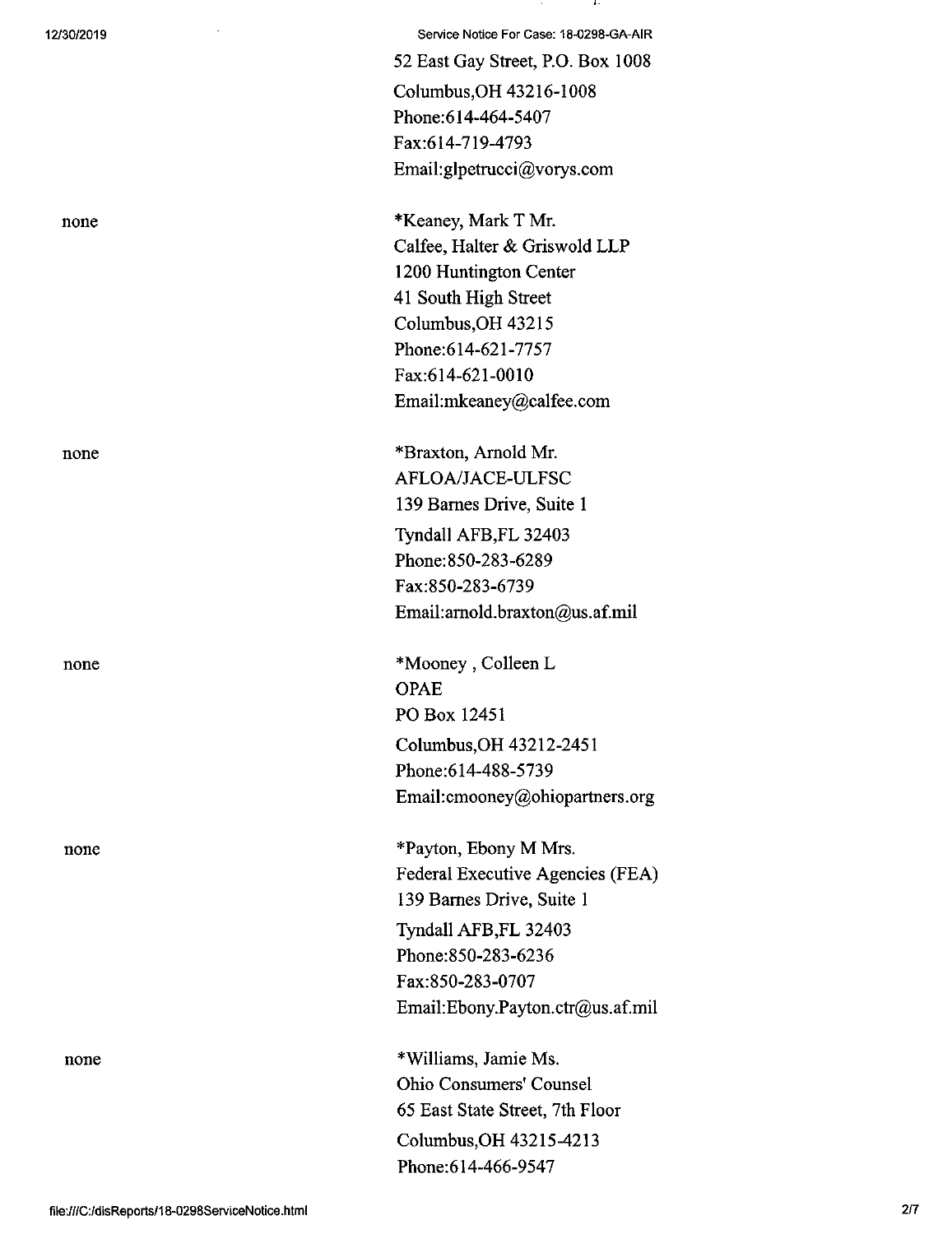52 East Gay Street, P.O. Box 1008
Columbus,OH 43216-1008
Phone:614-464-5407
Fax:614-719-4793
Email:glpetrucci@vorys.com

none

*Keaney, Mark T Mr.
Calfee, Halter & Griswold LLP
1200 Huntington Center
41 South High Street
Columbus,OH 43215
Phone:614-621-7757
Fax:614-621-0010
Email:mkeaney@calfee.com

none

*Braxton, Arnold Mr.
AFLOA/JACE-ULFSC
139 Barnes Drive, Suite 1
Tyndall AFB,FL 32403
Phone:850-283-6289
Fax:850-283-6739
Email:arnold.braxton@us.af.mil

none

*Mooney , Colleen L
OPAE
PO Box 12451
Columbus,OH 43212-2451
Phone:614-488-5739
Email:cmooney@ohiopartners.org

none

*Payton, Ebony M Mrs.
Federal Executive Agencies (FEA)
139 Barnes Drive, Suite 1
Tyndall AFB,FL 32403
Phone:850-283-6236
Fax:850-283-0707
Email:Ebony.Payton.ctr@us.af.mil

none

*Williams, Jamie Ms.
Ohio Consumers' Counsel
65 East State Street, 7th Floor
Columbus,OH 43215-4213
Phone:614-466-9547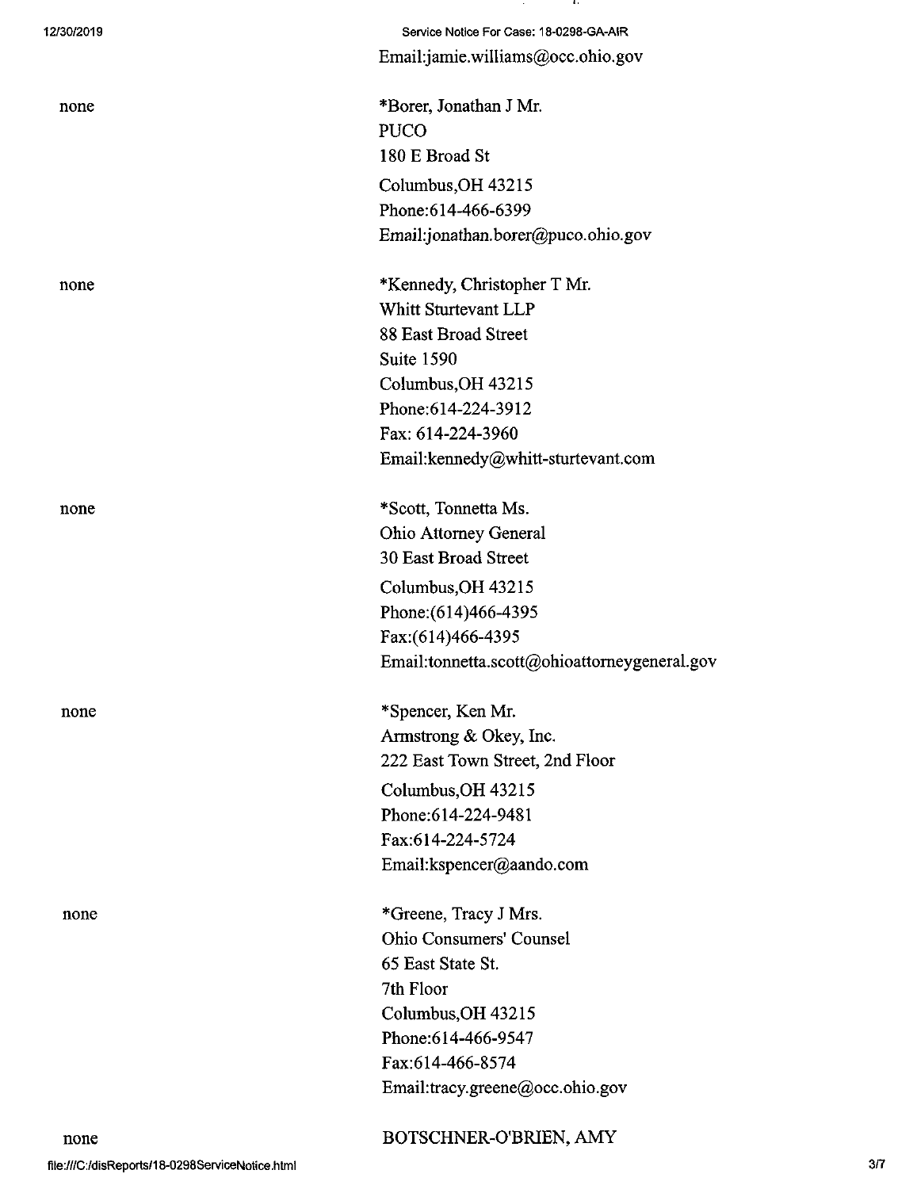Email:jamie.williams@occ.ohio.gov

| | |
|---|---|
| none | *Borer, Jonathan J Mr.<br>PUCO<br>180 E Broad St<br>Columbus,OH 43215<br>Phone:614-466-6399<br>Email:jonathan.borer@puco.ohio.gov |
| none | *Kennedy, Christopher T Mr.<br>Whitt Sturtevant LLP<br>88 East Broad Street<br>Suite 1590<br>Columbus,OH 43215<br>Phone:614-224-3912<br>Fax: 614-224-3960<br>Email:kennedy@whitt-sturtevant.com |
| none | *Scott, Tonnetta Ms.<br>Ohio Attorney General<br>30 East Broad Street<br>Columbus,OH 43215<br>Phone:(614)466-4395<br>Fax:(614)466-4395<br>Email:tonnetta.scott@ohioattorneygeneral.gov |
| none | *Spencer, Ken Mr.<br>Armstrong & Okey, Inc.<br>222 East Town Street, 2nd Floor<br>Columbus,OH 43215<br>Phone:614-224-9481<br>Fax:614-224-5724<br>Email:kspencer@aando.com |
| none | *Greene, Tracy J Mrs.<br>Ohio Consumers' Counsel<br>65 East State St.<br>7th Floor<br>Columbus,OH 43215<br>Phone:614-466-9547<br>Fax:614-466-8574<br>Email:tracy.greene@occ.ohio.gov |
| none | BOTSCHNER-O'BRIEN, AMY |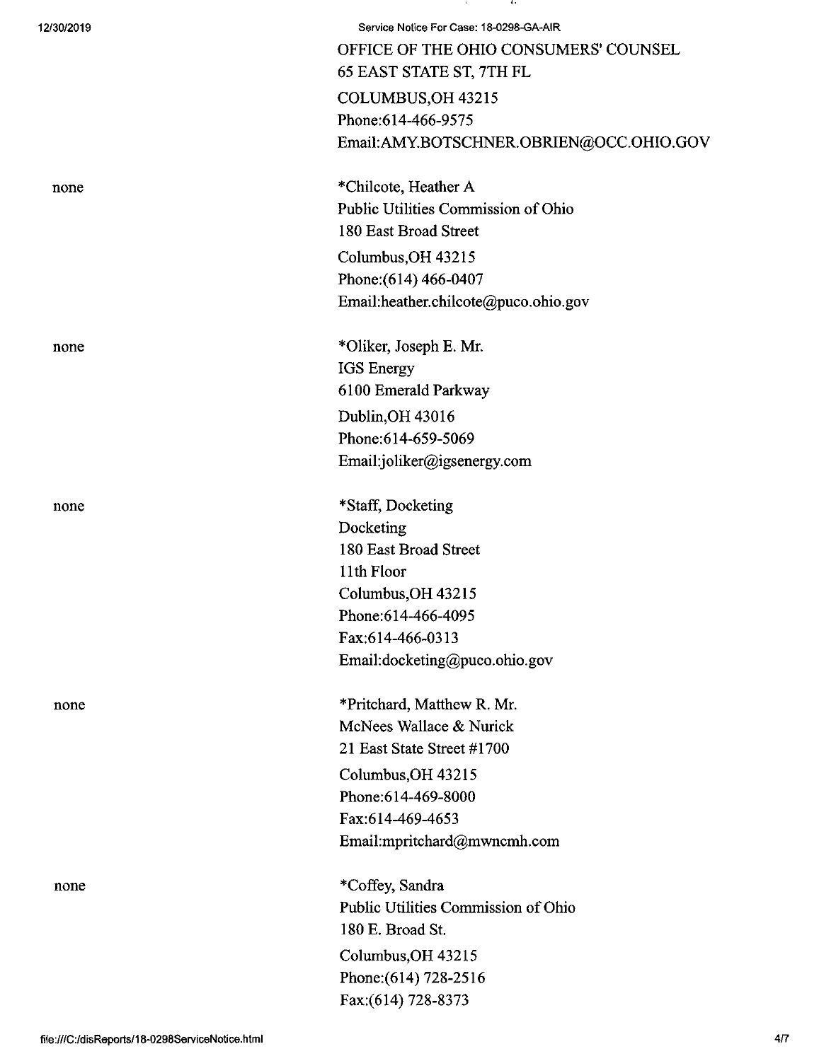OFFICE OF THE OHIO CONSUMERS' COUNSEL
65 EAST STATE ST, 7TH FL
COLUMBUS,OH 43215
Phone:614-466-9575
Email:AMY.BOTSCHNER.OBRIEN@OCC.OHIO.GOV

| | |
|---|---|
| none | *Chilcote, Heather A<br>Public Utilities Commission of Ohio<br>180 East Broad Street<br>Columbus,OH 43215<br>Phone:(614) 466-0407<br>Email:heather.chilcote@puco.ohio.gov |
| none | *Oliker, Joseph E. Mr.<br>IGS Energy<br>6100 Emerald Parkway<br>Dublin,OH 43016<br>Phone:614-659-5069<br>Email:joliker@igsenergy.com |
| none | *Staff, Docketing<br>Docketing<br>180 East Broad Street<br>11th Floor<br>Columbus,OH 43215<br>Phone:614-466-4095<br>Fax:614-466-0313<br>Email:docketing@puco.ohio.gov |
| none | *Pritchard, Matthew R. Mr.<br>McNees Wallace & Nurick<br>21 East State Street #1700<br>Columbus,OH 43215<br>Phone:614-469-8000<br>Fax:614-469-4653<br>Email:mpritchard@mwncmh.com |
| none | *Coffey, Sandra<br>Public Utilities Commission of Ohio<br>180 E. Broad St.<br>Columbus,OH 43215<br>Phone:(614) 728-2516<br>Fax:(614) 728-8373 |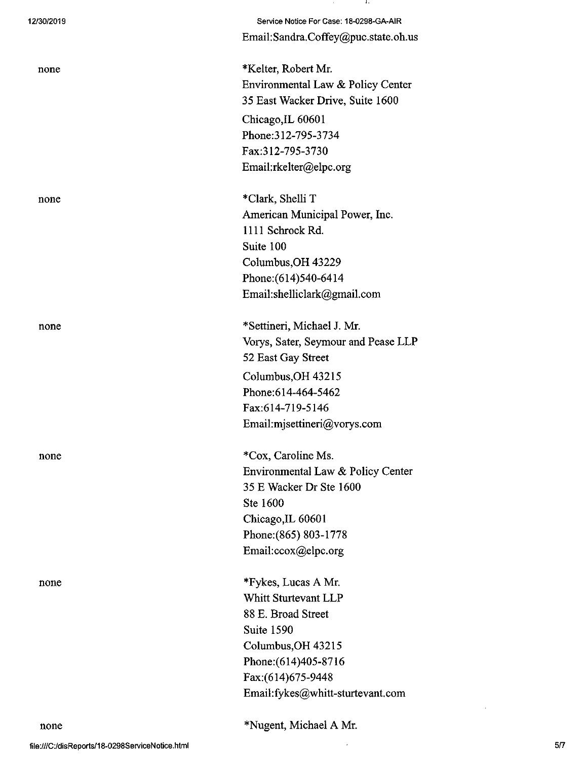Email:Sandra.Coffey@puc.state.oh.us

| | |
|---|---|
| none | *Kelter, Robert Mr.<br>Environmental Law & Policy Center<br>35 East Wacker Drive, Suite 1600<br>Chicago,IL 60601<br>Phone:312-795-3734<br>Fax:312-795-3730<br>Email:rkelter@elpc.org |
| none | *Clark, Shelli T<br>American Municipal Power, Inc.<br>1111 Schrock Rd.<br>Suite 100<br>Columbus,OH 43229<br>Phone:(614)540-6414<br>Email:shelliclark@gmail.com |
| none | *Settineri, Michael J. Mr.<br>Vorys, Sater, Seymour and Pease LLP<br>52 East Gay Street<br>Columbus,OH 43215<br>Phone:614-464-5462<br>Fax:614-719-5146<br>Email:mjsettineri@vorys.com |
| none | *Cox, Caroline Ms.<br>Environmental Law & Policy Center<br>35 E Wacker Dr Ste 1600<br>Ste 1600<br>Chicago,IL 60601<br>Phone:(865) 803-1778<br>Email:ccox@elpc.org |
| none | *Fykes, Lucas A Mr.<br>Whitt Sturtevant LLP<br>88 E. Broad Street<br>Suite 1590<br>Columbus,OH 43215<br>Phone:(614)405-8716<br>Fax:(614)675-9448<br>Email:fykes@whitt-sturtevant.com |
| none | *Nugent, Michael A Mr. |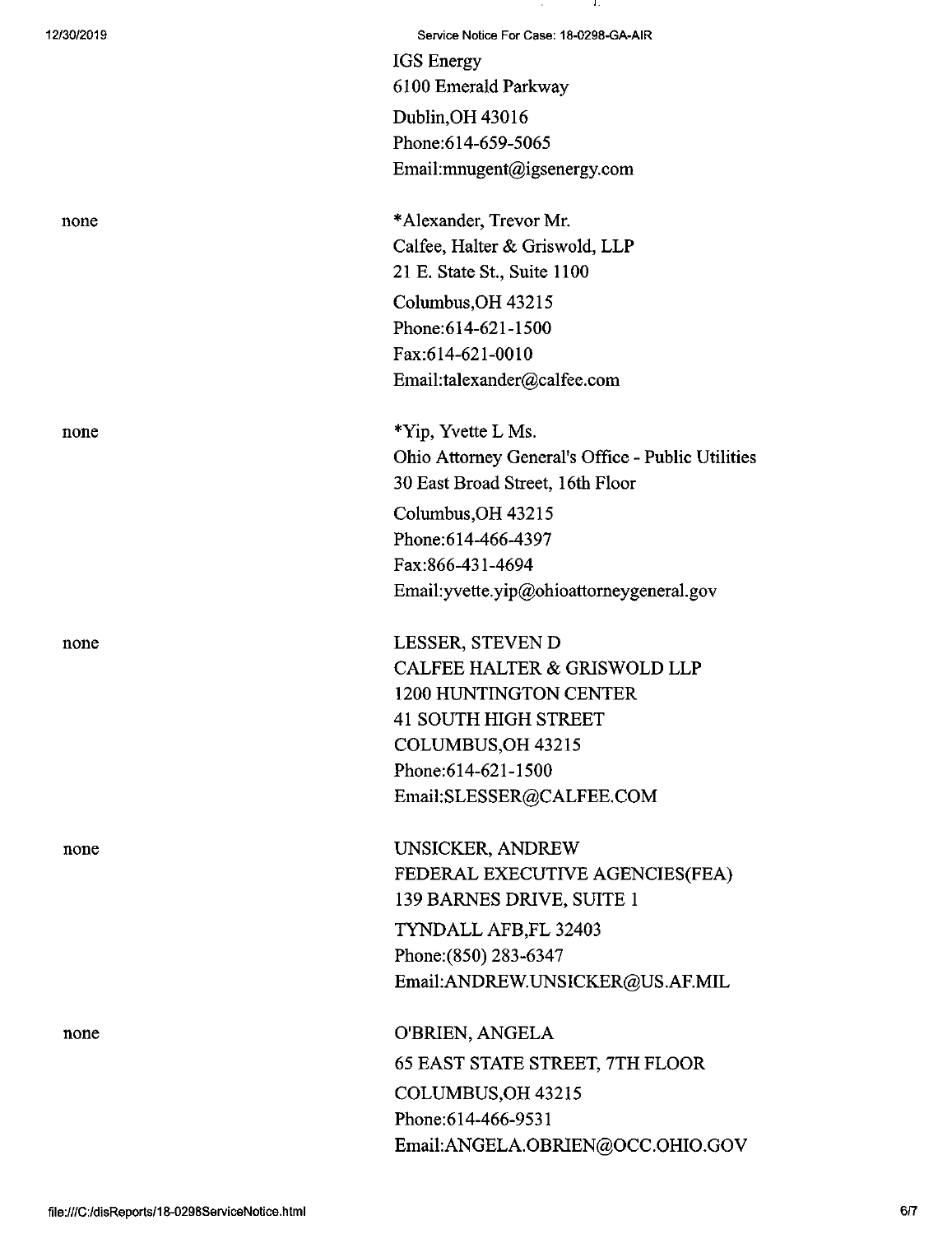IGS Energy
6100 Emerald Parkway
Dublin,OH 43016
Phone:614-659-5065
Email:mnugent@igsenergy.com

| | |
|---|---|
| none | *Alexander, Trevor Mr.<br>Calfee, Halter & Griswold, LLP<br>21 E. State St., Suite 1100<br>Columbus,OH 43215<br>Phone:614-621-1500<br>Fax:614-621-0010<br>Email:talexander@calfee.com |
| none | *Yip, Yvette L Ms.<br>Ohio Attorney General's Office - Public Utilities<br>30 East Broad Street, 16th Floor<br>Columbus,OH 43215<br>Phone:614-466-4397<br>Fax:866-431-4694<br>Email:yvette.yip@ohioattorneygeneral.gov |
| none | LESSER, STEVEN D<br>CALFEE HALTER & GRISWOLD LLP<br>1200 HUNTINGTON CENTER<br>41 SOUTH HIGH STREET<br>COLUMBUS,OH 43215<br>Phone:614-621-1500<br>Email:SLESSER@CALFEE.COM |
| none | UNSICKER, ANDREW<br>FEDERAL EXECUTIVE AGENCIES(FEA)<br>139 BARNES DRIVE, SUITE 1<br>TYNDALL AFB,FL 32403<br>Phone:(850) 283-6347<br>Email:ANDREW.UNSICKER@US.AF.MIL |
| none | O'BRIEN, ANGELA<br>65 EAST STATE STREET, 7TH FLOOR<br>COLUMBUS,OH 43215<br>Phone:614-466-9531<br>Email:ANGELA.OBRIEN@OCC.OHIO.GOV |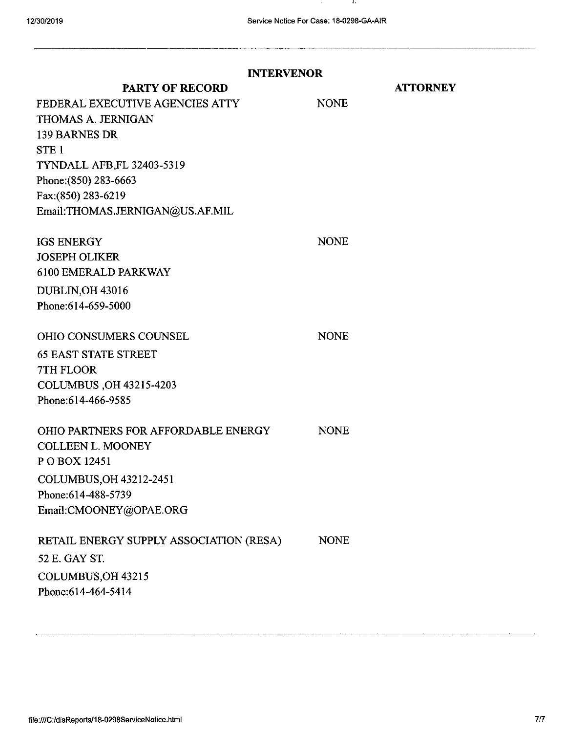## INTERVENOR

| PARTY OF RECORD | ATTORNEY |
|---|---|
| FEDERAL EXECUTIVE AGENCIES ATTY<br>THOMAS A. JERNIGAN<br>139 BARNES DR<br>STE 1<br>TYNDALL AFB,FL 32403-5319<br>Phone:(850) 283-6663<br>Fax:(850) 283-6219<br>Email:THOMAS.JERNIGAN@US.AF.MIL | NONE |
| IGS ENERGY<br>JOSEPH OLIKER<br>6100 EMERALD PARKWAY<br>DUBLIN,OH 43016<br>Phone:614-659-5000 | NONE |
| OHIO CONSUMERS COUNSEL<br>65 EAST STATE STREET<br>7TH FLOOR<br>COLUMBUS ,OH 43215-4203<br>Phone:614-466-9585 | NONE |
| OHIO PARTNERS FOR AFFORDABLE ENERGY<br>COLLEEN L. MOONEY<br>P O BOX 12451<br>COLUMBUS,OH 43212-2451<br>Phone:614-488-5739<br>Email:CMOONEY@OPAE.ORG | NONE |
| RETAIL ENERGY SUPPLY ASSOCIATION (RESA)<br>52 E. GAY ST.<br>COLUMBUS,OH 43215<br>Phone:614-464-5414 | NONE |